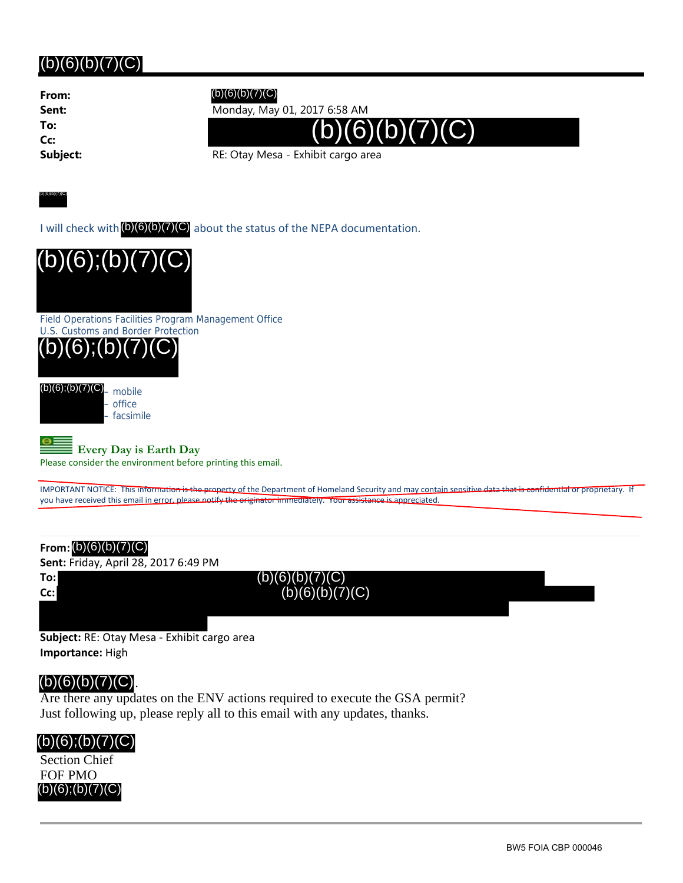## (b)(6)(b)(7)(C)

**From:** (b)(6)(b)(7)(C)
**Sent:** Monday, May 01, 2017 6:58 AM
**To:** (b)(6)(b)(7)(C)
**Cc:**
**Subject:** RE: Otay Mesa - Exhibit cargo area

(b)(6)(b)(7)(C)

I will check with (b)(6)(b)(7)(C) about the status of the NEPA documentation.

(b)(6);(b)(7)(C)

Field Operations Facilities Program Management Office
U.S. Customs and Border Protection
(b)(6);(b)(7)(C)

(b)(6);(b)(7)(C) – mobile
– office
– facsimile

**Every Day is Earth Day**
Please consider the environment before printing this email.

IMPORTANT NOTICE: This information is the property of the Department of Homeland Security and may contain sensitive data that is confidential or proprietary. If you have received this email in error, please notify the originator immediately. Your assistance is appreciated.

---

**From:** (b)(6)(b)(7)(C)
**Sent:** Friday, April 28, 2017 6:49 PM
**To:** (b)(6)(b)(7)(C)
**Cc:** (b)(6)(b)(7)(C)
**Subject:** RE: Otay Mesa - Exhibit cargo area
**Importance:** High

(b)(6)(b)(7)(C).
Are there any updates on the ENV actions required to execute the GSA permit?
Just following up, please reply all to this email with any updates, thanks.

(b)(6);(b)(7)(C)
Section Chief
FOF PMO
(b)(6);(b)(7)(C)

BW5 FOIA CBP 000046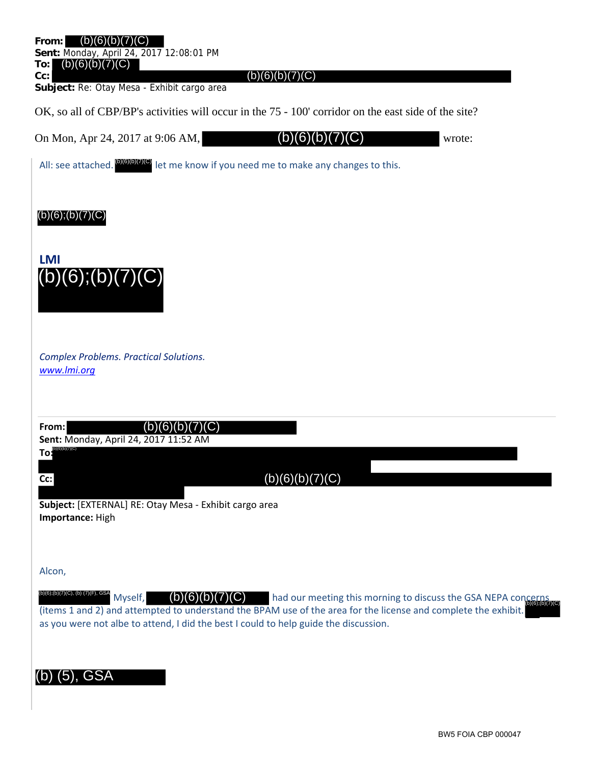**From:** (b)(6)(b)(7)(C)
**Sent:** Monday, April 24, 2017 12:08:01 PM
**To:** (b)(6)(b)(7)(C)
**Cc:** (b)(6)(b)(7)(C)
**Subject:** Re: Otay Mesa - Exhibit cargo area

OK, so all of CBP/BP's activities will occur in the 75 - 100' corridor on the east side of the site?

On Mon, Apr 24, 2017 at 9:06 AM, (b)(6)(b)(7)(C) wrote:

> All: see attached. (b)(6)(b)(7)(C) let me know if you need me to make any changes to this.
>
> (b)(6);(b)(7)(C)
>
> **LMI**
> (b)(6);(b)(7)(C)
>
> *Complex Problems. Practical Solutions.*
> *www.lmi.org*
>
> ---
>
> **From:** (b)(6)(b)(7)(C)
> **Sent:** Monday, April 24, 2017 11:52 AM
> **To:** (b)(6)(b)(7)(C)
> **Cc:** (b)(6)(b)(7)(C)
> **Subject:** [EXTERNAL] RE: Otay Mesa - Exhibit cargo area
> **Importance:** High
>
> Alcon,
>
> (b)(6);(b)(7)(C), (b) (7)(F), GSA Myself, (b)(6)(b)(7)(C) had our meeting this morning to discuss the GSA NEPA concerns (items 1 and 2) and attempted to understand the BPAM use of the area for the license and complete the exhibit. (b)(6);(b)(7)(C) as you were not albe to attend, I did the best I could to help guide the discussion.
>
> (b) (5), GSA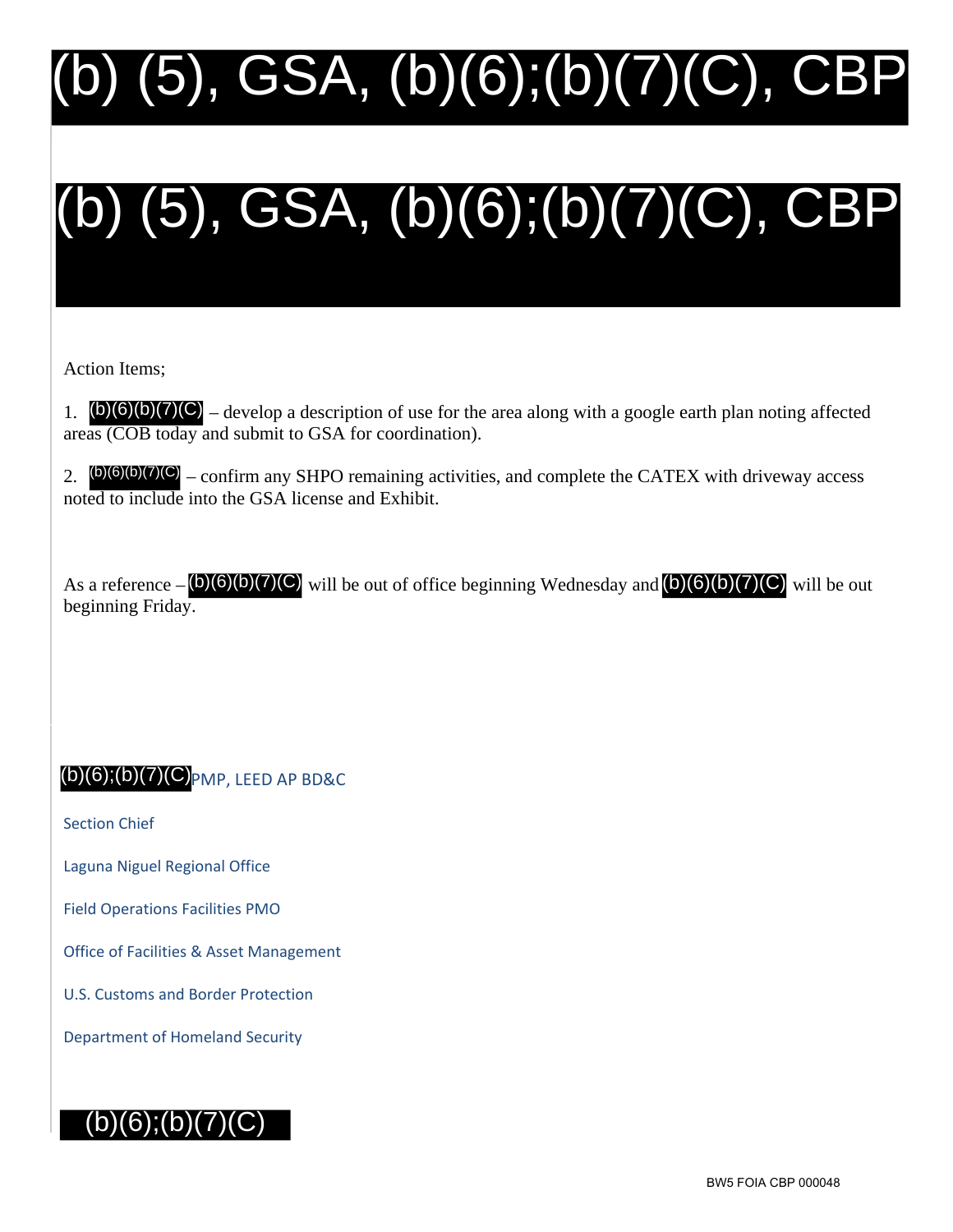(b) (5), GSA, (b)(6);(b)(7)(C), CBP

(b) (5), GSA, (b)(6);(b)(7)(C), CBP

Action Items;

1. (b)(6)(b)(7)(C) – develop a description of use for the area along with a google earth plan noting affected areas (COB today and submit to GSA for coordination).

2. (b)(6)(b)(7)(C) – confirm any SHPO remaining activities, and complete the CATEX with driveway access noted to include into the GSA license and Exhibit.

As a reference – (b)(6)(b)(7)(C) will be out of office beginning Wednesday and (b)(6)(b)(7)(C) will be out beginning Friday.

(b)(6);(b)(7)(C) PMP, LEED AP BD&C

Section Chief

Laguna Niguel Regional Office

Field Operations Facilities PMO

Office of Facilities & Asset Management

U.S. Customs and Border Protection

Department of Homeland Security

(b)(6);(b)(7)(C)

BW5 FOIA CBP 000048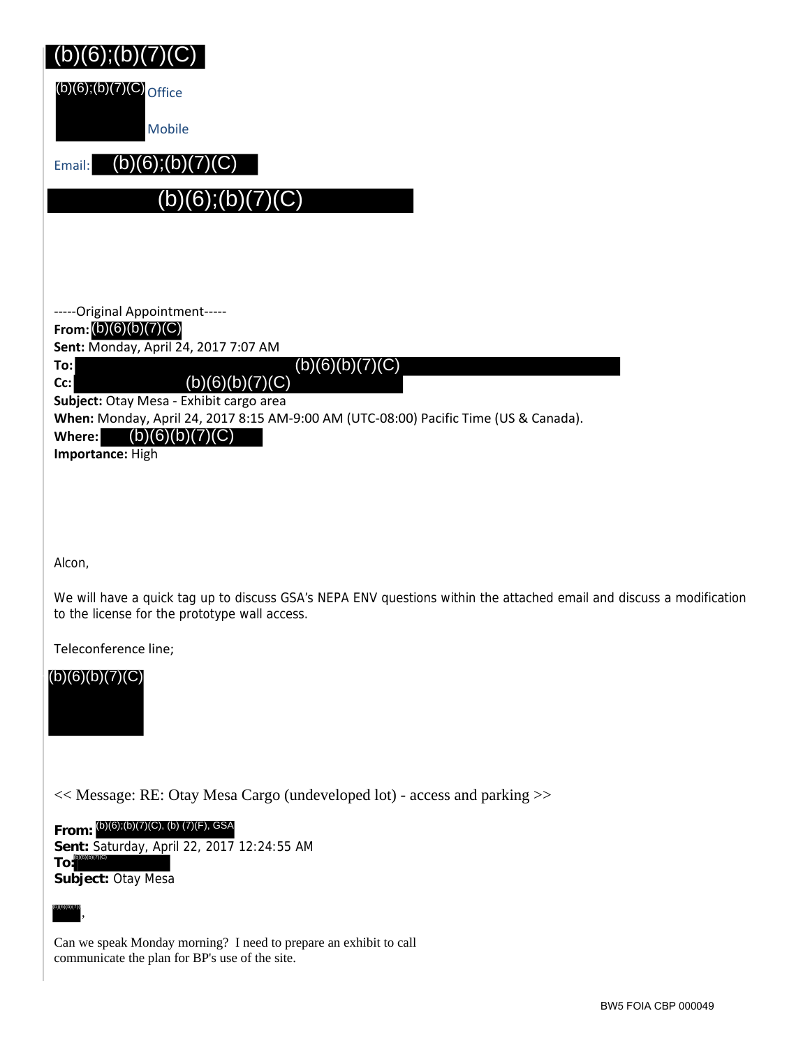(b)(6);(b)(7)(C)

(b)(6);(b)(7)(C) Office

Mobile

Email: (b)(6);(b)(7)(C)

(b)(6);(b)(7)(C)

-----Original Appointment-----
**From:** (b)(6)(b)(7)(C)
**Sent:** Monday, April 24, 2017 7:07 AM
**To:** (b)(6)(b)(7)(C)
**Cc:** (b)(6)(b)(7)(C)
**Subject:** Otay Mesa - Exhibit cargo area
**When:** Monday, April 24, 2017 8:15 AM-9:00 AM (UTC-08:00) Pacific Time (US & Canada).
**Where:** (b)(6)(b)(7)(C)
**Importance:** High

Alcon,

We will have a quick tag up to discuss GSA's NEPA ENV questions within the attached email and discuss a modification to the license for the prototype wall access.

Teleconference line;

(b)(6)(b)(7)(C)

<< Message: RE: Otay Mesa Cargo (undeveloped lot) - access and parking >>

**From:** (b)(6);(b)(7)(C), (b) (7)(F), GSA
**Sent:** Saturday, April 22, 2017 12:24:55 AM
**To:** (b)(6)(b)(7)(C)
**Subject:** Otay Mesa

(b)(6)(b)(7)(C),

Can we speak Monday morning? I need to prepare an exhibit to call communicate the plan for BP's use of the site.

BW5 FOIA CBP 000049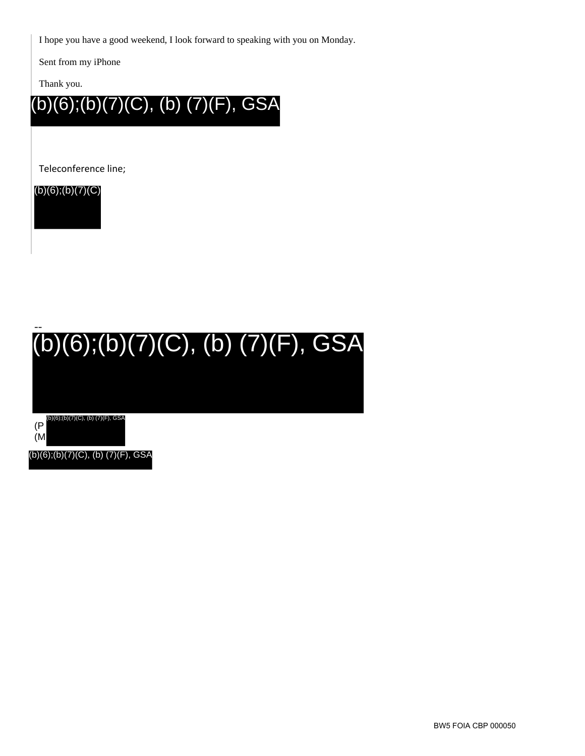I hope you have a good weekend, I look forward to speaking with you on Monday.

Sent from my iPhone

Thank you.

(b)(6);(b)(7)(C), (b) (7)(F), GSA

Teleconference line;

(b)(6);(b)(7)(C)

--

(b)(6);(b)(7)(C), (b) (7)(F), GSA

(P (b)(6);(b)(7)(C), (b) (7)(F), GSA
(M

(b)(6);(b)(7)(C), (b) (7)(F), GSA

BW5 FOIA CBP 000050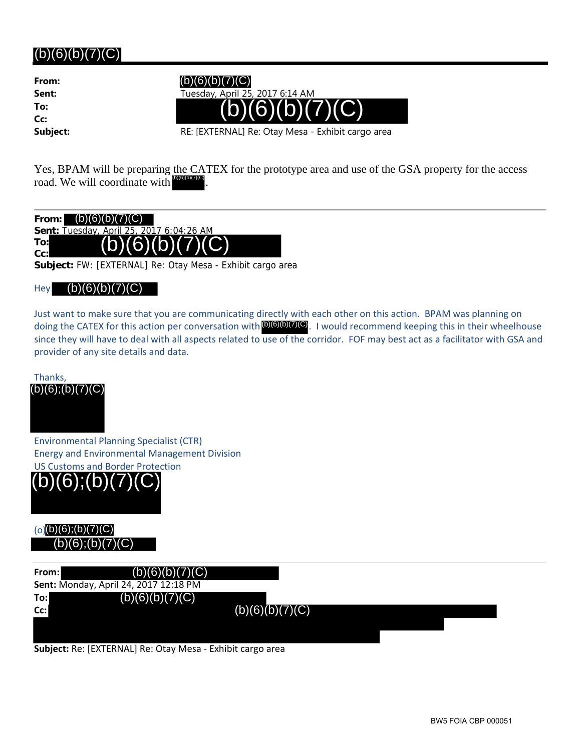# (b)(6)(b)(7)(C)

**From:** (b)(6)(b)(7)(C)
**Sent:** Tuesday, April 25, 2017 6:14 AM
**To:** (b)(6)(b)(7)(C)
**Cc:**
**Subject:** RE: [EXTERNAL] Re: Otay Mesa - Exhibit cargo area

Yes, BPAM will be preparing the CATEX for the prototype area and use of the GSA property for the access road. We will coordinate with (b)(6)(b)(7)(C).

---

**From:** (b)(6)(b)(7)(C)
**Sent:** Tuesday, April 25, 2017 6:04:26 AM
**To:** (b)(6)(b)(7)(C)
**Cc:**
**Subject:** FW: [EXTERNAL] Re: Otay Mesa - Exhibit cargo area

Hey (b)(6)(b)(7)(C)

Just want to make sure that you are communicating directly with each other on this action. BPAM was planning on doing the CATEX for this action per conversation with (b)(6)(b)(7)(C). I would recommend keeping this in their wheelhouse since they will have to deal with all aspects related to use of the corridor. FOF may best act as a facilitator with GSA and provider of any site details and data.

Thanks,
(b)(6);(b)(7)(C)

Environmental Planning Specialist (CTR)
Energy and Environmental Management Division
US Customs and Border Protection
(b)(6);(b)(7)(C)

(o) (b)(6);(b)(7)(C)
(b)(6);(b)(7)(C)

---

**From:** (b)(6)(b)(7)(C)
**Sent:** Monday, April 24, 2017 12:18 PM
**To:** (b)(6)(b)(7)(C)
**Cc:** (b)(6)(b)(7)(C)
**Subject:** Re: [EXTERNAL] Re: Otay Mesa - Exhibit cargo area

BW5 FOIA CBP 000051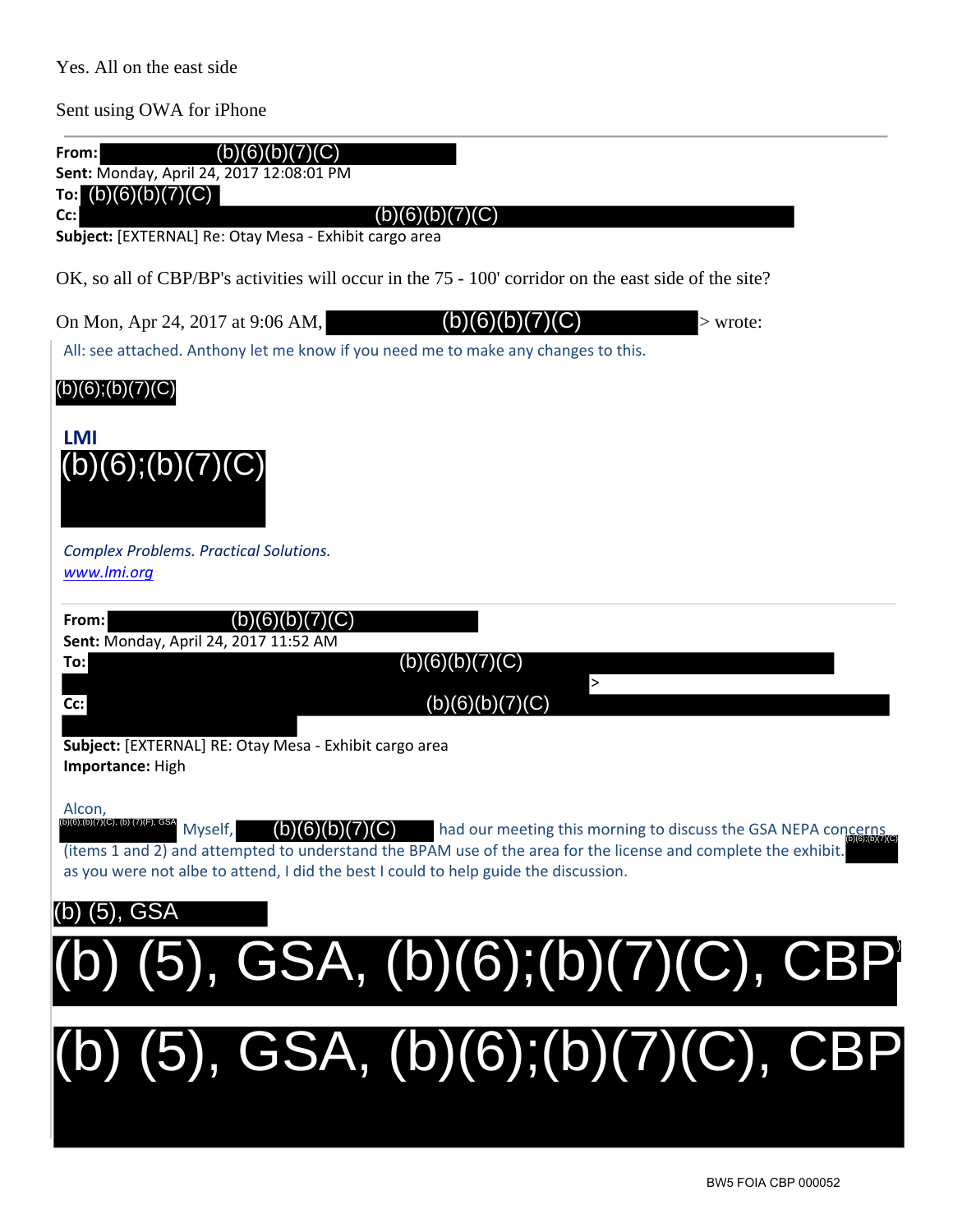Yes. All on the east side

Sent using OWA for iPhone

---

**From:** (b)(6)(b)(7)(C)
**Sent:** Monday, April 24, 2017 12:08:01 PM
**To:** (b)(6)(b)(7)(C)
**Cc:** (b)(6)(b)(7)(C)
**Subject:** [EXTERNAL] Re: Otay Mesa - Exhibit cargo area

OK, so all of CBP/BP's activities will occur in the 75 - 100' corridor on the east side of the site?

On Mon, Apr 24, 2017 at 9:06 AM, (b)(6)(b)(7)(C) > wrote:

All: see attached. Anthony let me know if you need me to make any changes to this.

(b)(6);(b)(7)(C)

**LMI**
(b)(6);(b)(7)(C)

*Complex Problems. Practical Solutions.*
*www.lmi.org*

---

**From:** (b)(6)(b)(7)(C)
**Sent:** Monday, April 24, 2017 11:52 AM
**To:** (b)(6)(b)(7)(C) >
**Cc:** (b)(6)(b)(7)(C)
**Subject:** [EXTERNAL] RE: Otay Mesa - Exhibit cargo area
**Importance:** High

Alcon,
(b)(6);(b)(7)(C), (b) (7)(F), GSA Myself, (b)(6)(b)(7)(C) had our meeting this morning to discuss the GSA NEPA concerns (items 1 and 2) and attempted to understand the BPAM use of the area for the license and complete the exhibit. (b)(6);(b)(7)(C) as you were not albe to attend, I did the best I could to help guide the discussion.

(b) (5), GSA

(b) (5), GSA, (b)(6);(b)(7)(C), CBP

(b) (5), GSA, (b)(6);(b)(7)(C), CBP

BW5 FOIA CBP 000052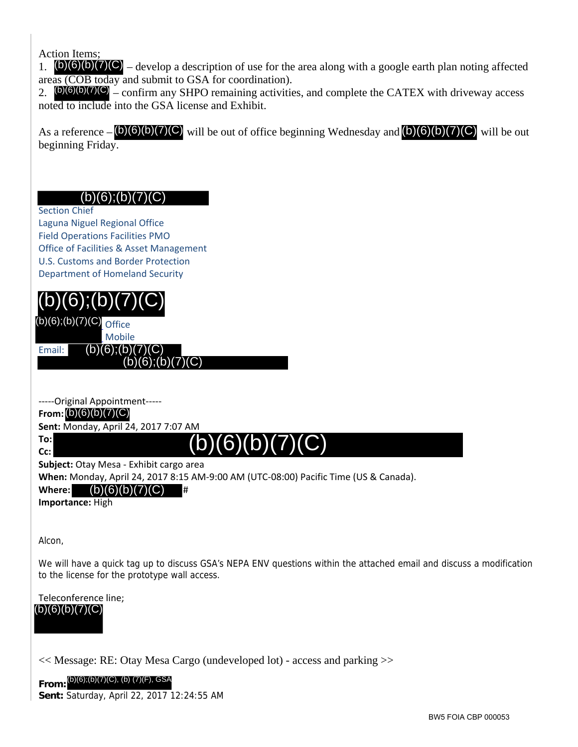Action Items;

1. (b)(6)(b)(7)(C) – develop a description of use for the area along with a google earth plan noting affected areas (COB today and submit to GSA for coordination).
2. (b)(6)(b)(7)(C) – confirm any SHPO remaining activities, and complete the CATEX with driveway access noted to include into the GSA license and Exhibit.

As a reference – (b)(6)(b)(7)(C) will be out of office beginning Wednesday and (b)(6)(b)(7)(C) will be out beginning Friday.

(b)(6);(b)(7)(C)
Section Chief
Laguna Niguel Regional Office
Field Operations Facilities PMO
Office of Facilities & Asset Management
U.S. Customs and Border Protection
Department of Homeland Security

(b)(6);(b)(7)(C)
(b)(6);(b)(7)(C) Office
Mobile
Email: (b)(6);(b)(7)(C)
(b)(6);(b)(7)(C)

-----Original Appointment-----
**From:** (b)(6)(b)(7)(C)
**Sent:** Monday, April 24, 2017 7:07 AM
**To:**
**Cc:** (b)(6)(b)(7)(C)
**Subject:** Otay Mesa - Exhibit cargo area
**When:** Monday, April 24, 2017 8:15 AM-9:00 AM (UTC-08:00) Pacific Time (US & Canada).
**Where:** (b)(6)(b)(7)(C) #
**Importance:** High

Alcon,

We will have a quick tag up to discuss GSA's NEPA ENV questions within the attached email and discuss a modification to the license for the prototype wall access.

Teleconference line;
(b)(6)(b)(7)(C)

<< Message: RE: Otay Mesa Cargo (undeveloped lot) - access and parking >>

**From:** (b)(6);(b)(7)(C), (b) (7)(F), GSA
**Sent:** Saturday, April 22, 2017 12:24:55 AM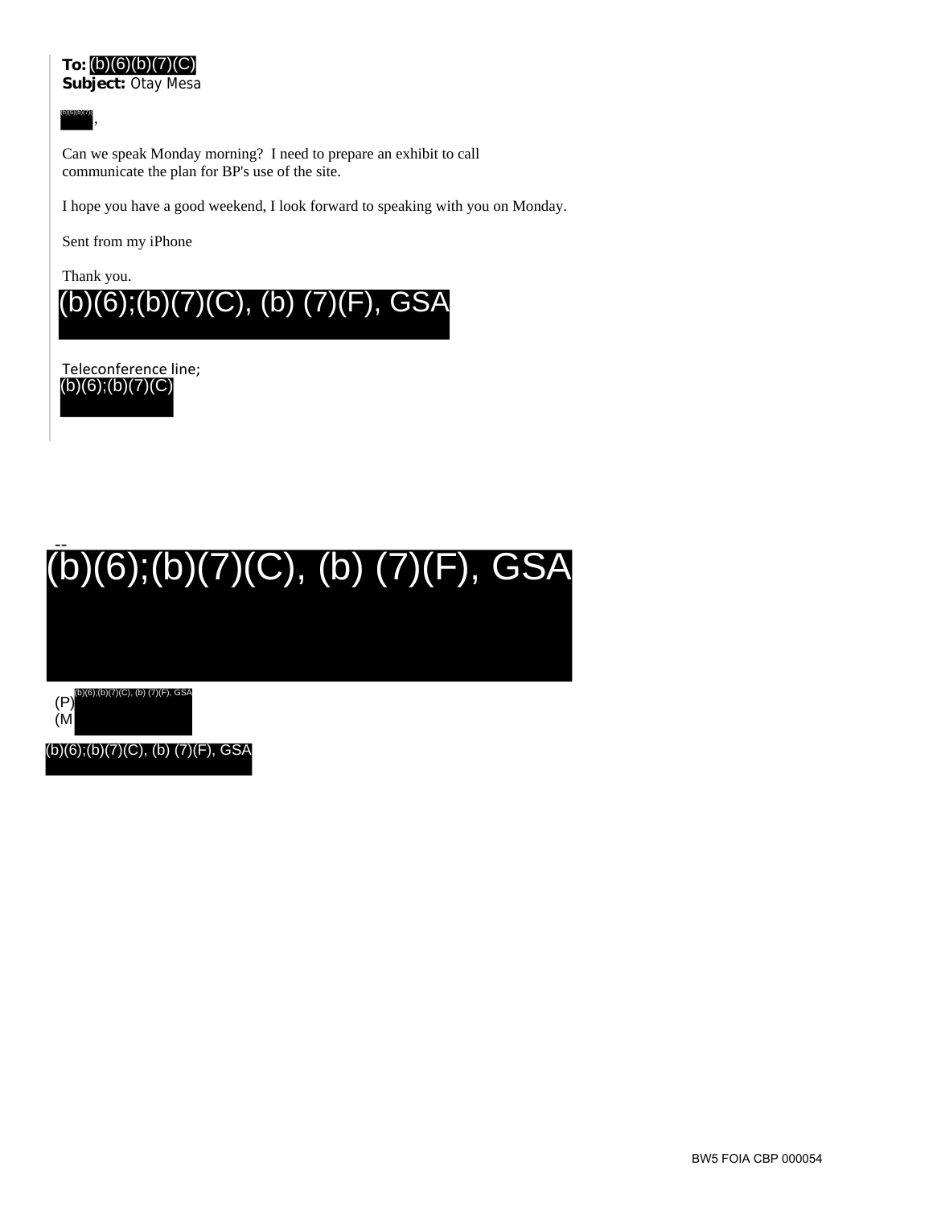**To:** (b)(6)(b)(7)(C)
**Subject:** Otay Mesa

(b)(6)(b)(7),

Can we speak Monday morning? I need to prepare an exhibit to call communicate the plan for BP's use of the site.

I hope you have a good weekend, I look forward to speaking with you on Monday.

Sent from my iPhone

Thank you.

(b)(6);(b)(7)(C), (b) (7)(F), GSA

Teleconference line;
(b)(6);(b)(7)(C)

--

(b)(6);(b)(7)(C), (b) (7)(F), GSA

(P) (b)(6);(b)(7)(C), (b) (7)(F), GSA
(M

(b)(6);(b)(7)(C), (b) (7)(F), GSA

BW5 FOIA CBP 000054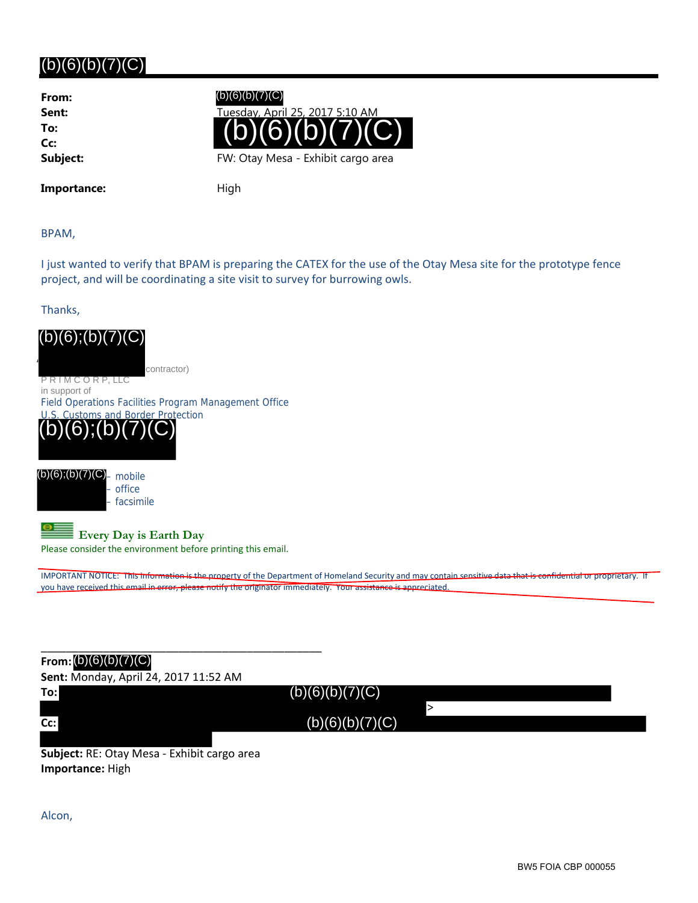# (b)(6)(b)(7)(C)

**From:** (b)(6)(b)(7)(C)
**Sent:** Tuesday, April 25, 2017 5:10 AM
**To:** (b)(6)(b)(7)(C)
**Cc:**
**Subject:** FW: Otay Mesa - Exhibit cargo area

**Importance:** High

BPAM,

I just wanted to verify that BPAM is preparing the CATEX for the use of the Otay Mesa site for the prototype fence project, and will be coordinating a site visit to survey for burrowing owls.

Thanks,

(b)(6);(b)(7)(C)
contractor)
P R I M C O R P, LLC
in support of
Field Operations Facilities Program Management Office
U.S. Customs and Border Protection
(b)(6);(b)(7)(C)

(b)(6);(b)(7)(C) - mobile
- office
- facsimile

**Every Day is Earth Day**
Please consider the environment before printing this email.

~~IMPORTANT NOTICE: This information is the property of the Department of Homeland Security and may contain sensitive data that is confidential or proprietary. If you have received this email in error, please notify the originator immediately. Your assistance is appreciated.~~

---

**From:** (b)(6)(b)(7)(C)
**Sent:** Monday, April 24, 2017 11:52 AM
**To:** (b)(6)(b)(7)(C) >
**Cc:** (b)(6)(b)(7)(C)
**Subject:** RE: Otay Mesa - Exhibit cargo area
**Importance:** High

Alcon,

BW5 FOIA CBP 000055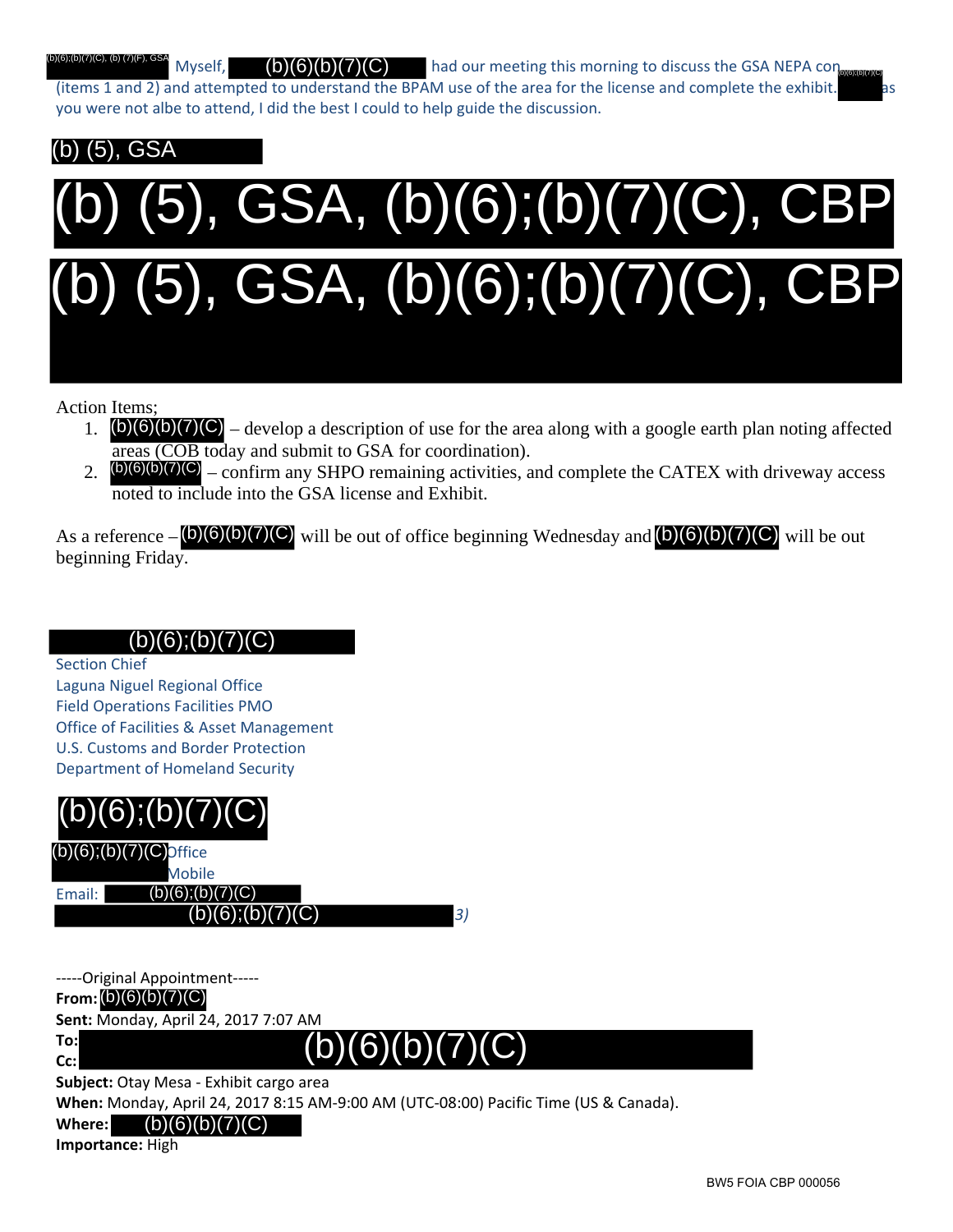(b)(6);(b)(7)(C), (b) (7)(F), GSA Myself, (b)(6)(b)(7)(C) had our meeting this morning to discuss the GSA NEPA con (b)(6);(b)(7)(C) (items 1 and 2) and attempted to understand the BPAM use of the area for the license and complete the exhibit. as you were not albe to attend, I did the best I could to help guide the discussion.

(b) (5), GSA

(b) (5), GSA, (b)(6);(b)(7)(C), CBP

(b) (5), GSA, (b)(6);(b)(7)(C), CBP

Action Items;

1. (b)(6)(b)(7)(C) – develop a description of use for the area along with a google earth plan noting affected areas (COB today and submit to GSA for coordination).
2. (b)(6)(b)(7)(C) – confirm any SHPO remaining activities, and complete the CATEX with driveway access noted to include into the GSA license and Exhibit.

As a reference – (b)(6)(b)(7)(C) will be out of office beginning Wednesday and (b)(6)(b)(7)(C) will be out beginning Friday.

(b)(6);(b)(7)(C)
Section Chief
Laguna Niguel Regional Office
Field Operations Facilities PMO
Office of Facilities & Asset Management
U.S. Customs and Border Protection
Department of Homeland Security

(b)(6);(b)(7)(C)
(b)(6);(b)(7)(C) Office
Mobile
Email: (b)(6);(b)(7)(C)
(b)(6);(b)(7)(C) 3)

-----Original Appointment-----
**From:** (b)(6)(b)(7)(C)
**Sent:** Monday, April 24, 2017 7:07 AM
**To:** (b)(6)(b)(7)(C)
**Cc:**
**Subject:** Otay Mesa - Exhibit cargo area
**When:** Monday, April 24, 2017 8:15 AM-9:00 AM (UTC-08:00) Pacific Time (US & Canada).
**Where:** (b)(6)(b)(7)(C)
**Importance:** High

BW5 FOIA CBP 000056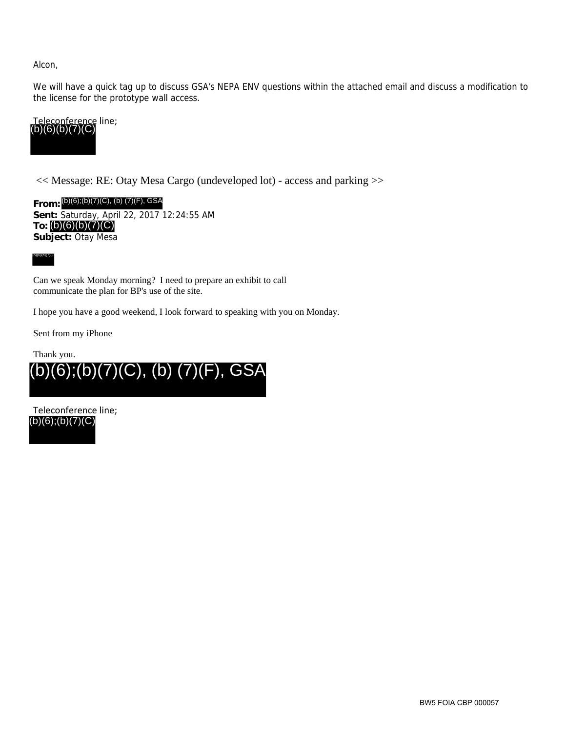Alcon,

We will have a quick tag up to discuss GSA's NEPA ENV questions within the attached email and discuss a modification to the license for the prototype wall access.

Teleconference line;
(b)(6)(b)(7)(C)

<< Message: RE: Otay Mesa Cargo (undeveloped lot) - access and parking >>

**From:** (b)(6);(b)(7)(C), (b) (7)(F), GSA
**Sent:** Saturday, April 22, 2017 12:24:55 AM
**To:** (b)(6)(b)(7)(C)
**Subject:** Otay Mesa

(b)(6)(b)(7)(C)

Can we speak Monday morning? I need to prepare an exhibit to call communicate the plan for BP's use of the site.

I hope you have a good weekend, I look forward to speaking with you on Monday.

Sent from my iPhone

Thank you.
(b)(6);(b)(7)(C), (b) (7)(F), GSA

Teleconference line;
(b)(6);(b)(7)(C)

BW5 FOIA CBP 000057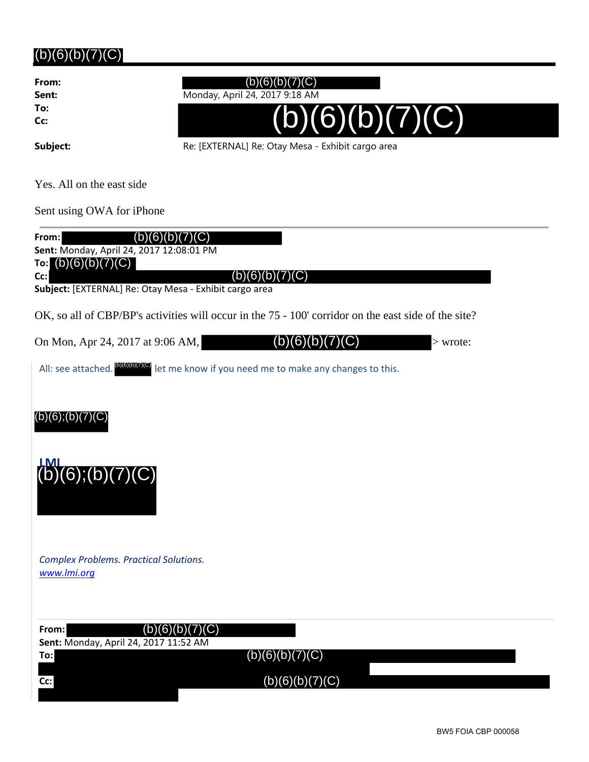# (b)(6)(b)(7)(C)

**From:** (b)(6)(b)(7)(C)
**Sent:** Monday, April 24, 2017 9:18 AM
**To:** (b)(6)(b)(7)(C)
**Cc:**
**Subject:** Re: [EXTERNAL] Re: Otay Mesa - Exhibit cargo area

Yes. All on the east side

Sent using OWA for iPhone

---

**From:** (b)(6)(b)(7)(C)
**Sent:** Monday, April 24, 2017 12:08:01 PM
**To:** (b)(6)(b)(7)(C)
**Cc:** (b)(6)(b)(7)(C)
**Subject:** [EXTERNAL] Re: Otay Mesa - Exhibit cargo area

OK, so all of CBP/BP's activities will occur in the 75 - 100' corridor on the east side of the site?

On Mon, Apr 24, 2017 at 9:06 AM, (b)(6)(b)(7)(C) > wrote:

All: see attached. (b)(6)(b)(7)(C) let me know if you need me to make any changes to this.

(b)(6);(b)(7)(C)

**LMI**
(b)(6);(b)(7)(C)

*Complex Problems. Practical Solutions.*
*www.lmi.org*

---

**From:** (b)(6)(b)(7)(C)
**Sent:** Monday, April 24, 2017 11:52 AM
**To:** (b)(6)(b)(7)(C)
**Cc:** (b)(6)(b)(7)(C)

BW5 FOIA CBP 000058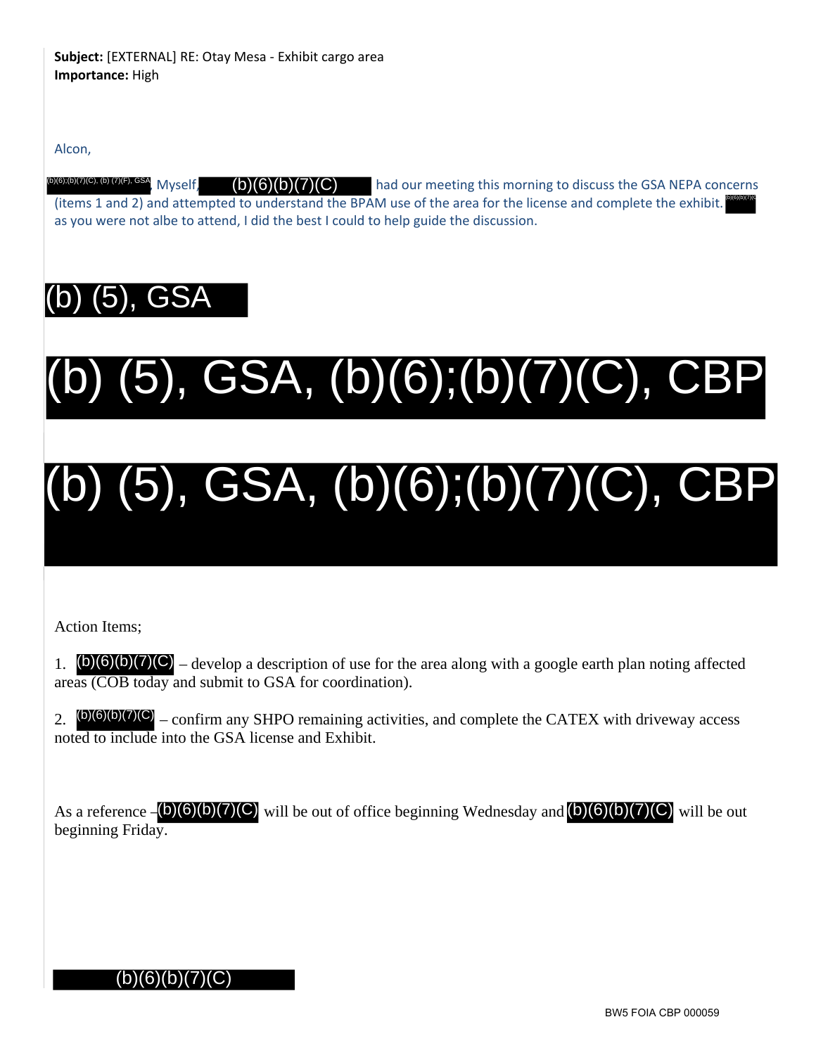**Subject:** [EXTERNAL] RE: Otay Mesa - Exhibit cargo area
**Importance:** High

Alcon,

(b)(6);(b)(7)(C), (b) (7)(F), GSA, Myself, (b)(6)(b)(7)(C) had our meeting this morning to discuss the GSA NEPA concerns (items 1 and 2) and attempted to understand the BPAM use of the area for the license and complete the exhibit. (b)(6)(b)(7)(C) as you were not albe to attend, I did the best I could to help guide the discussion.

(b) (5), GSA

(b) (5), GSA, (b)(6);(b)(7)(C), CBP

(b) (5), GSA, (b)(6);(b)(7)(C), CBP

Action Items;

1. (b)(6)(b)(7)(C) – develop a description of use for the area along with a google earth plan noting affected areas (COB today and submit to GSA for coordination).

2. (b)(6)(b)(7)(C) – confirm any SHPO remaining activities, and complete the CATEX with driveway access noted to include into the GSA license and Exhibit.

As a reference – (b)(6)(b)(7)(C) will be out of office beginning Wednesday and (b)(6)(b)(7)(C) will be out beginning Friday.

(b)(6)(b)(7)(C)

BW5 FOIA CBP 000059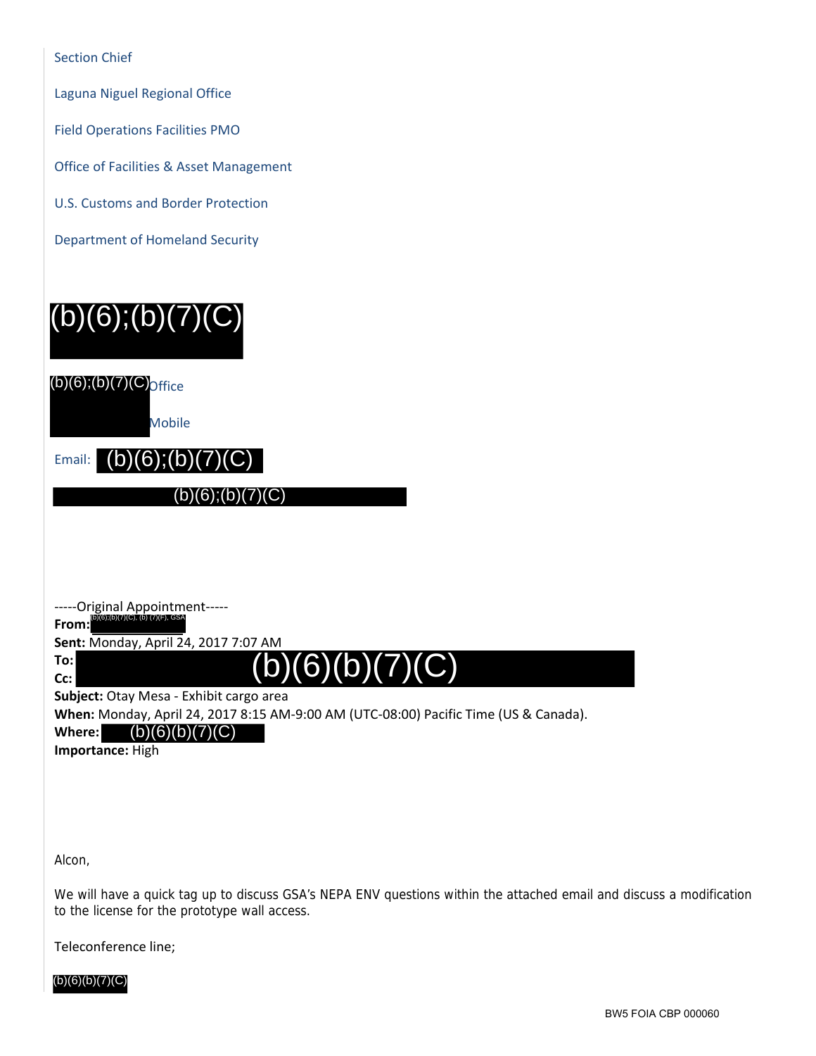Section Chief

Laguna Niguel Regional Office

Field Operations Facilities PMO

Office of Facilities & Asset Management

U.S. Customs and Border Protection

Department of Homeland Security

(b)(6);(b)(7)(C)

(b)(6);(b)(7)(C) Office

Mobile

Email: (b)(6);(b)(7)(C)

(b)(6);(b)(7)(C)

-----Original Appointment-----
**From:** (b)(6);(b)(7)(C), (b) (7)(F), GSA
**Sent:** Monday, April 24, 2017 7:07 AM
**To:** (b)(6)(b)(7)(C)
**Cc:**
**Subject:** Otay Mesa - Exhibit cargo area
**When:** Monday, April 24, 2017 8:15 AM-9:00 AM (UTC-08:00) Pacific Time (US & Canada).
**Where:** (b)(6)(b)(7)(C)
**Importance:** High

Alcon,

We will have a quick tag up to discuss GSA's NEPA ENV questions within the attached email and discuss a modification to the license for the prototype wall access.

Teleconference line;

(b)(6)(b)(7)(C)

BW5 FOIA CBP 000060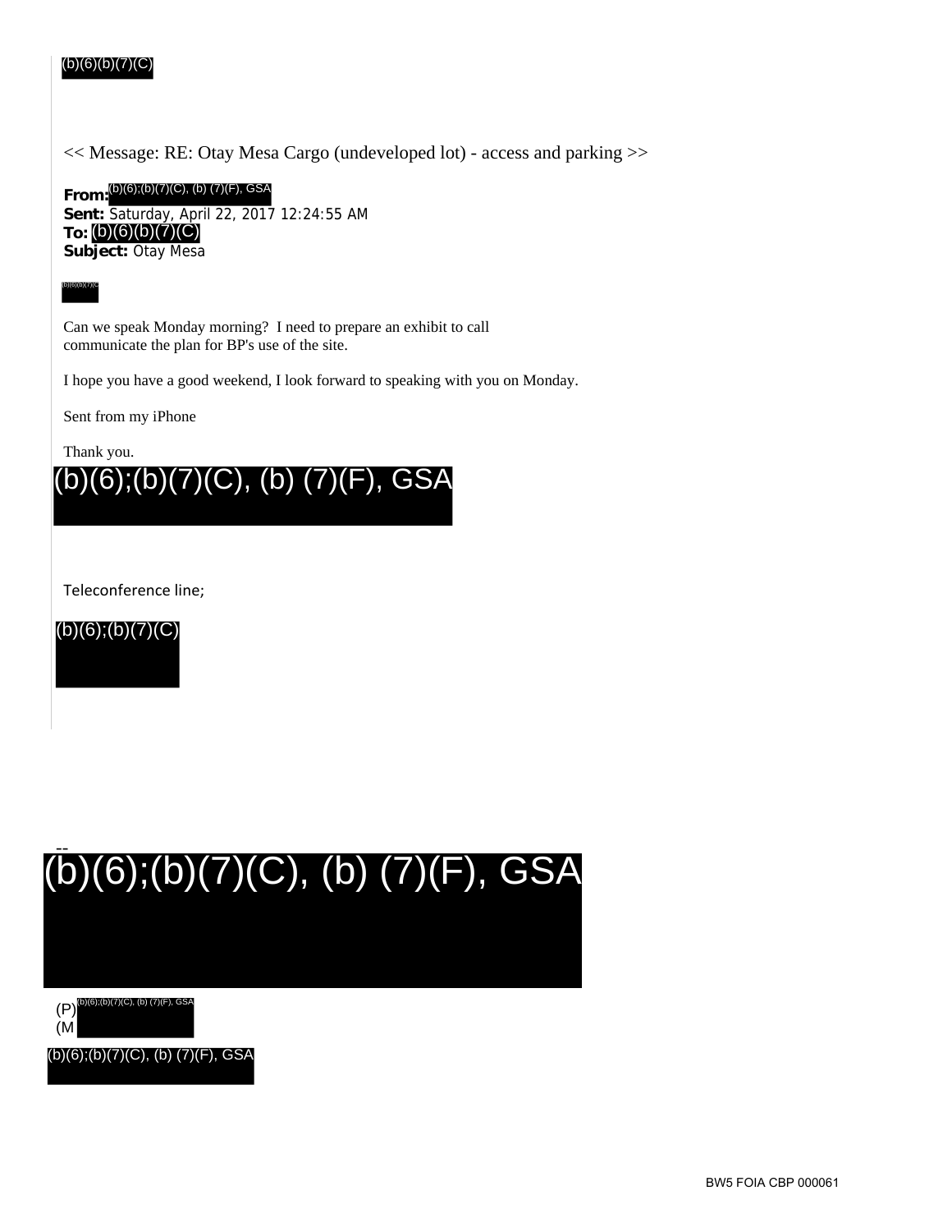(b)(6)(b)(7)(C)

<< Message: RE: Otay Mesa Cargo (undeveloped lot) - access and parking >>

**From:** (b)(6);(b)(7)(C), (b) (7)(F), GSA
**Sent:** Saturday, April 22, 2017 12:24:55 AM
**To:** (b)(6)(b)(7)(C)
**Subject:** Otay Mesa

(b)(6)(b)(7)(C)

Can we speak Monday morning? I need to prepare an exhibit to call communicate the plan for BP's use of the site.

I hope you have a good weekend, I look forward to speaking with you on Monday.

Sent from my iPhone

Thank you.

(b)(6);(b)(7)(C), (b) (7)(F), GSA

Teleconference line;

(b)(6);(b)(7)(C)

--

(b)(6);(b)(7)(C), (b) (7)(F), GSA

(P) (b)(6);(b)(7)(C), (b) (7)(F), GSA
(M

(b)(6);(b)(7)(C), (b) (7)(F), GSA

BW5 FOIA CBP 000061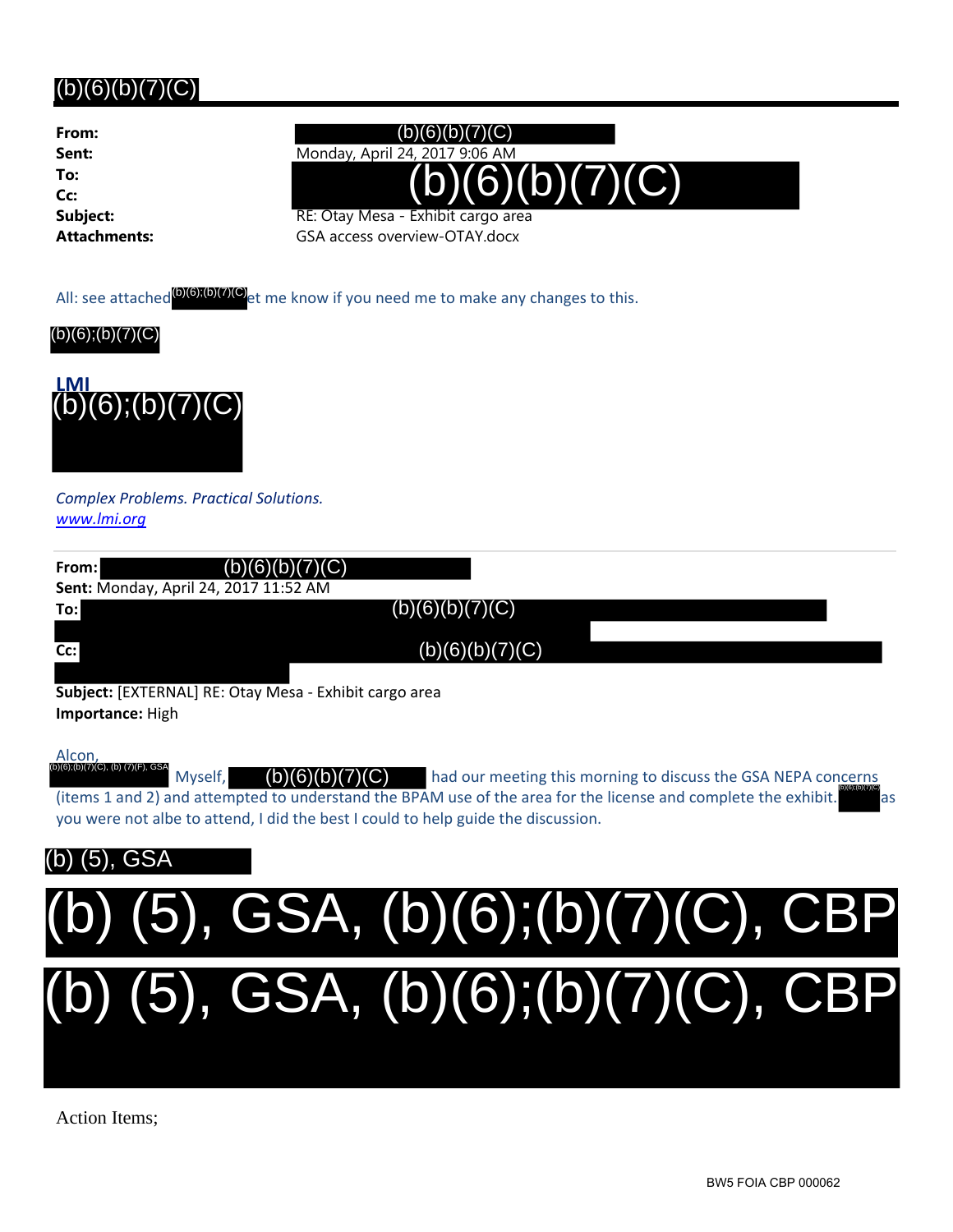(b)(6)(b)(7)(C)

| | |
|---|---|
| **From:** | (b)(6)(b)(7)(C) |
| **Sent:** | Monday, April 24, 2017 9:06 AM |
| **To:** | (b)(6)(b)(7)(C) |
| **Cc:** | |
| **Subject:** | RE: Otay Mesa - Exhibit cargo area |
| **Attachments:** | GSA access overview-OTAY.docx |

All: see attached (b)(6);(b)(7)(C) et me know if you need me to make any changes to this.

(b)(6);(b)(7)(C)

**LMI**
(b)(6);(b)(7)(C)

*Complex Problems. Practical Solutions.*
*www.lmi.org*

---

**From:** (b)(6)(b)(7)(C)
**Sent:** Monday, April 24, 2017 11:52 AM
**To:** (b)(6)(b)(7)(C)
**Cc:** (b)(6)(b)(7)(C)
**Subject:** [EXTERNAL] RE: Otay Mesa - Exhibit cargo area
**Importance:** High

Alcon,
(b)(6);(b)(7)(C), (b) (7)(F), GSA Myself, (b)(6)(b)(7)(C) had our meeting this morning to discuss the GSA NEPA concerns (items 1 and 2) and attempted to understand the BPAM use of the area for the license and complete the exhibit. (b)(6);(b)(7)(C) as you were not albe to attend, I did the best I could to help guide the discussion.

(b) (5), GSA

(b) (5), GSA, (b)(6);(b)(7)(C), CBP

(b) (5), GSA, (b)(6);(b)(7)(C), CBP

Action Items;

BW5 FOIA CBP 000062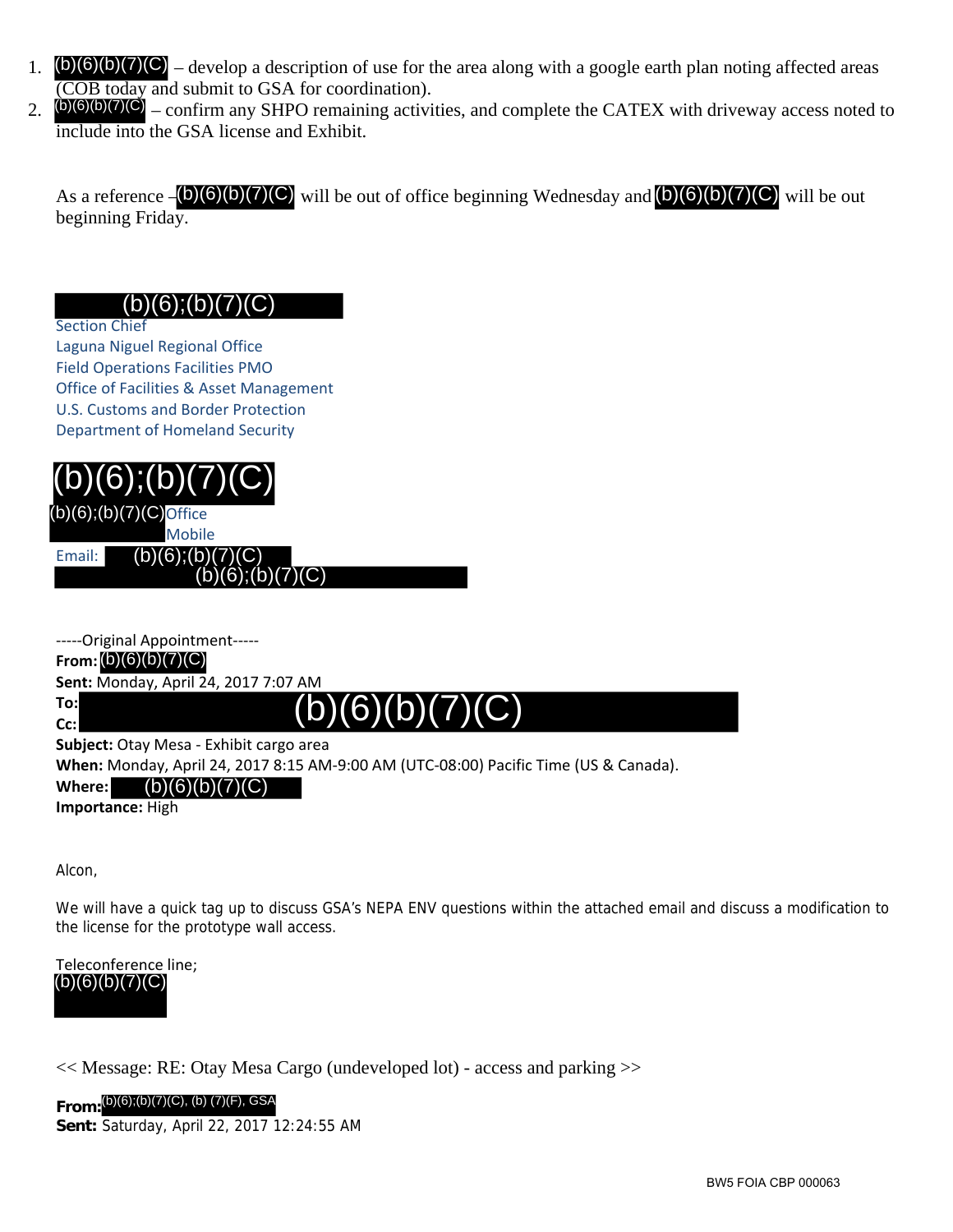1. (b)(6)(b)(7)(C) – develop a description of use for the area along with a google earth plan noting affected areas (COB today and submit to GSA for coordination).
2. (b)(6)(b)(7)(C) – confirm any SHPO remaining activities, and complete the CATEX with driveway access noted to include into the GSA license and Exhibit.

As a reference – (b)(6)(b)(7)(C) will be out of office beginning Wednesday and (b)(6)(b)(7)(C) will be out beginning Friday.

(b)(6);(b)(7)(C)
Section Chief
Laguna Niguel Regional Office
Field Operations Facilities PMO
Office of Facilities & Asset Management
U.S. Customs and Border Protection
Department of Homeland Security

(b)(6);(b)(7)(C)
(b)(6);(b)(7)(C) Office
Mobile
Email: (b)(6);(b)(7)(C)
(b)(6);(b)(7)(C)

-----Original Appointment-----
**From:** (b)(6)(b)(7)(C)
**Sent:** Monday, April 24, 2017 7:07 AM
**To:** (b)(6)(b)(7)(C)
**Cc:**
**Subject:** Otay Mesa - Exhibit cargo area
**When:** Monday, April 24, 2017 8:15 AM-9:00 AM (UTC-08:00) Pacific Time (US & Canada).
**Where:** (b)(6)(b)(7)(C)
**Importance:** High

Alcon,

We will have a quick tag up to discuss GSA's NEPA ENV questions within the attached email and discuss a modification to the license for the prototype wall access.

Teleconference line;
(b)(6)(b)(7)(C)

<< Message: RE: Otay Mesa Cargo (undeveloped lot) - access and parking >>

**From:** (b)(6);(b)(7)(C), (b) (7)(F), GSA
**Sent:** Saturday, April 22, 2017 12:24:55 AM

BW5 FOIA CBP 000063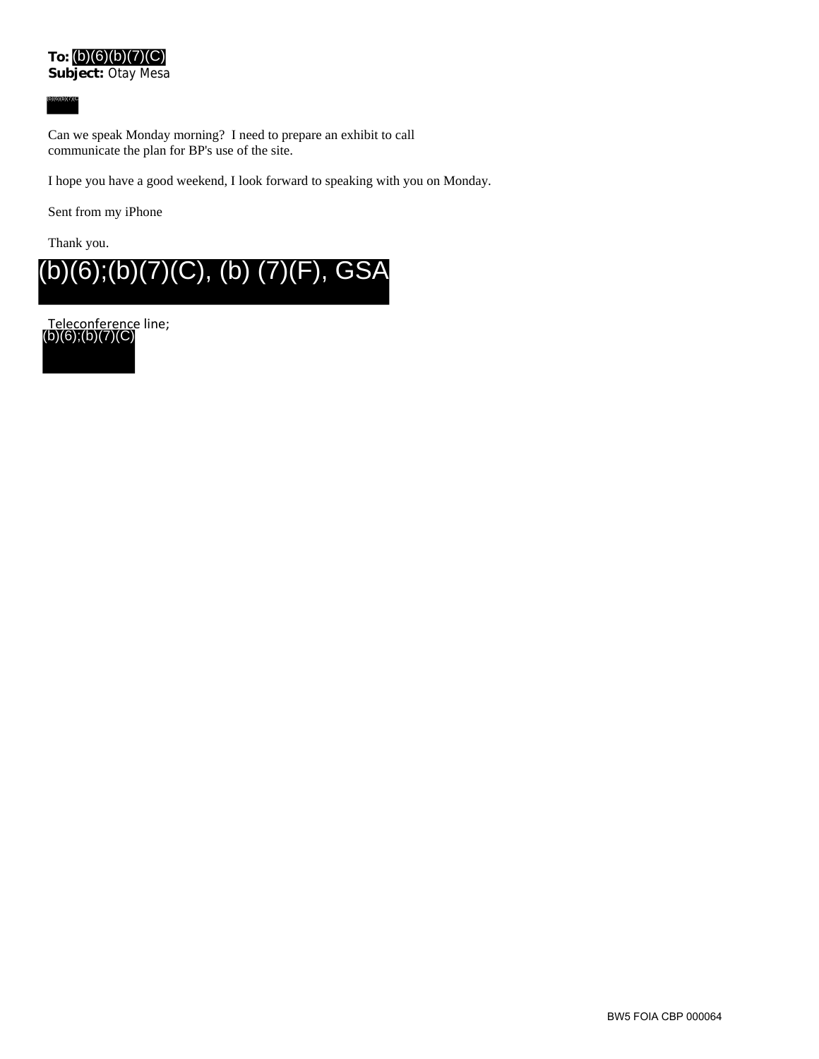**To:** (b)(6)(b)(7)(C)
**Subject:** Otay Mesa

(b)(6)(b)(7)(C)

Can we speak Monday morning? I need to prepare an exhibit to call communicate the plan for BP's use of the site.

I hope you have a good weekend, I look forward to speaking with you on Monday.

Sent from my iPhone

Thank you.

(b)(6);(b)(7)(C), (b) (7)(F), GSA

Teleconference line;
(b)(6);(b)(7)(C)

BW5 FOIA CBP 000064